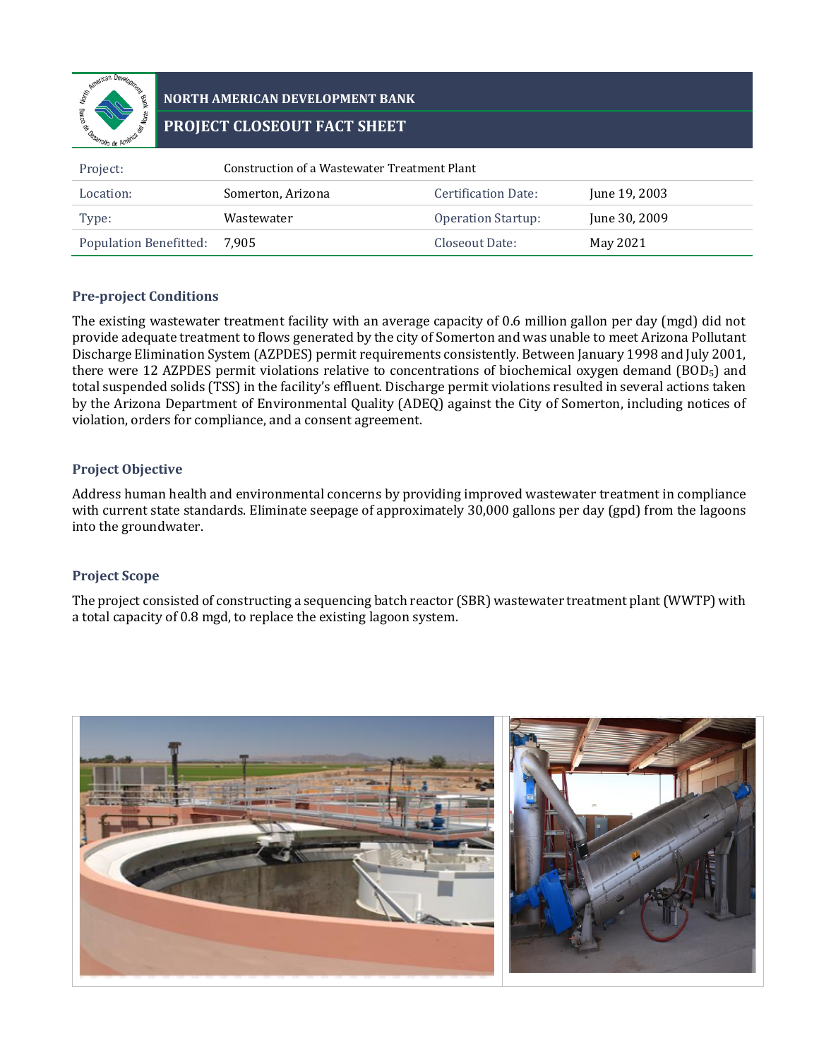# NORTH AMERICAN DEVELOPMENT BANK

## PROJECT CLOSEOUT FACT SHEET

| | | | |
|---|---|---|---|
| Project: | Construction of a Wastewater Treatment Plant | | |
| Location: | Somerton, Arizona | Certification Date: | June 19, 2003 |
| Type: | Wastewater | Operation Startup: | June 30, 2009 |
| Population Benefitted: | 7,905 | Closeout Date: | May 2021 |

### Pre-project Conditions

The existing wastewater treatment facility with an average capacity of 0.6 million gallon per day (mgd) did not provide adequate treatment to flows generated by the city of Somerton and was unable to meet Arizona Pollutant Discharge Elimination System (AZPDES) permit requirements consistently. Between January 1998 and July 2001, there were 12 AZPDES permit violations relative to concentrations of biochemical oxygen demand ($BOD_5$) and total suspended solids (TSS) in the facility's effluent. Discharge permit violations resulted in several actions taken by the Arizona Department of Environmental Quality (ADEQ) against the City of Somerton, including notices of violation, orders for compliance, and a consent agreement.

### Project Objective

Address human health and environmental concerns by providing improved wastewater treatment in compliance with current state standards. Eliminate seepage of approximately 30,000 gallons per day (gpd) from the lagoons into the groundwater.

### Project Scope

The project consisted of constructing a sequencing batch reactor (SBR) wastewater treatment plant (WWTP) with a total capacity of 0.8 mgd, to replace the existing lagoon system.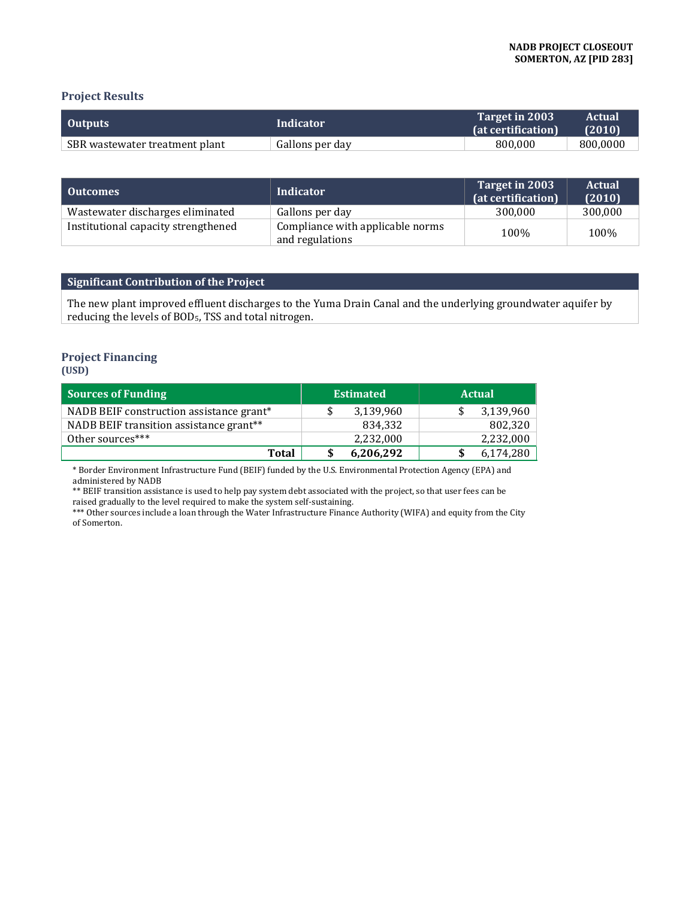## Project Results

| Outputs | Indicator | Target in 2003 (at certification) | Actual (2010) |
|---|---|---|---|
| SBR wastewater treatment plant | Gallons per day | 800,000 | 800,0000 |

| Outcomes | Indicator | Target in 2003 (at certification) | Actual (2010) |
|---|---|---|---|
| Wastewater discharges eliminated | Gallons per day | 300,000 | 300,000 |
| Institutional capacity strengthened | Compliance with applicable norms and regulations | 100% | 100% |

| Significant Contribution of the Project |
|---|
| The new plant improved effluent discharges to the Yuma Drain Canal and the underlying groundwater aquifer by reducing the levels of $BOD_5$, TSS and total nitrogen. |

## Project Financing
**(USD)**

| Sources of Funding | Estimated | Actual |
|---|---|---|
| NADB BEIF construction assistance grant* | $ 3,139,960 | $ 3,139,960 |
| NADB BEIF transition assistance grant** | 834,332 | 802,320 |
| Other sources*** | 2,232,000 | 2,232,000 |
| **Total** | **$ 6,206,292** | $ 6,174,280 |

* Border Environment Infrastructure Fund (BEIF) funded by the U.S. Environmental Protection Agency (EPA) and administered by NADB

** BEIF transition assistance is used to help pay system debt associated with the project, so that user fees can be raised gradually to the level required to make the system self-sustaining.

*** Other sources include a loan through the Water Infrastructure Finance Authority (WIFA) and equity from the City of Somerton.